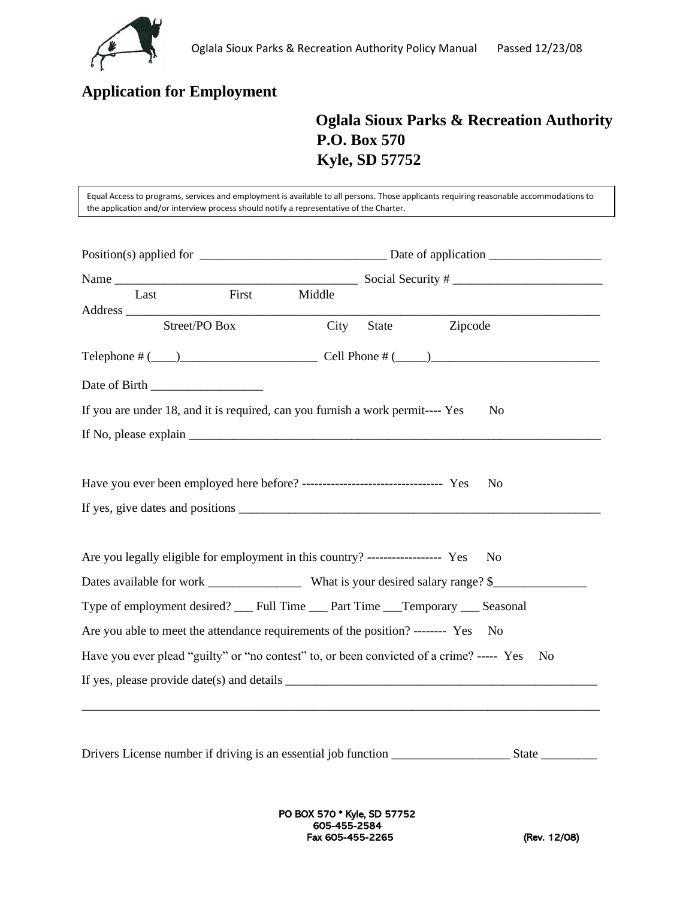# Application for Employment

**Oglala Sioux Parks & Recreation Authority**
**P.O. Box 570**
**Kyle, SD 57752**

Equal Access to programs, services and employment is available to all persons. Those applicants requiring reasonable accommodations to the application and/or interview process should notify a representative of the Charter.

Position(s) applied for ______________________________ Date of application __________________

Name ______________________________________ Social Security # ________________________
Last First Middle

Address ___________________________________________________________________________
Street/PO Box City State Zipcode

Telephone # (____)______________________ Cell Phone # (_____)___________________________

Date of Birth __________________

If you are under 18, and it is required, can you furnish a work permit---- Yes No

If No, please explain ___________________________________________________________________

Have you ever been employed here before? ---------------------------------- Yes No

If yes, give dates and positions ____________________________________________________________

Are you legally eligible for employment in this country? ------------------ Yes No

Dates available for work _______________ What is your desired salary range? $_______________

Type of employment desired? ___ Full Time ___ Part Time ___Temporary ___ Seasonal

Are you able to meet the attendance requirements of the position? -------- Yes No

Have you ever plead "guilty" or "no contest" to, or been convicted of a crime? ----- Yes No

If yes, please provide date(s) and details ___________________________________________________

_______________________________________________________________________________________

Drivers License number if driving is an essential job function ___________________ State _________

PO BOX 570 * Kyle, SD 57752
605-455-2584
Fax 605-455-2265

(Rev. 12/08)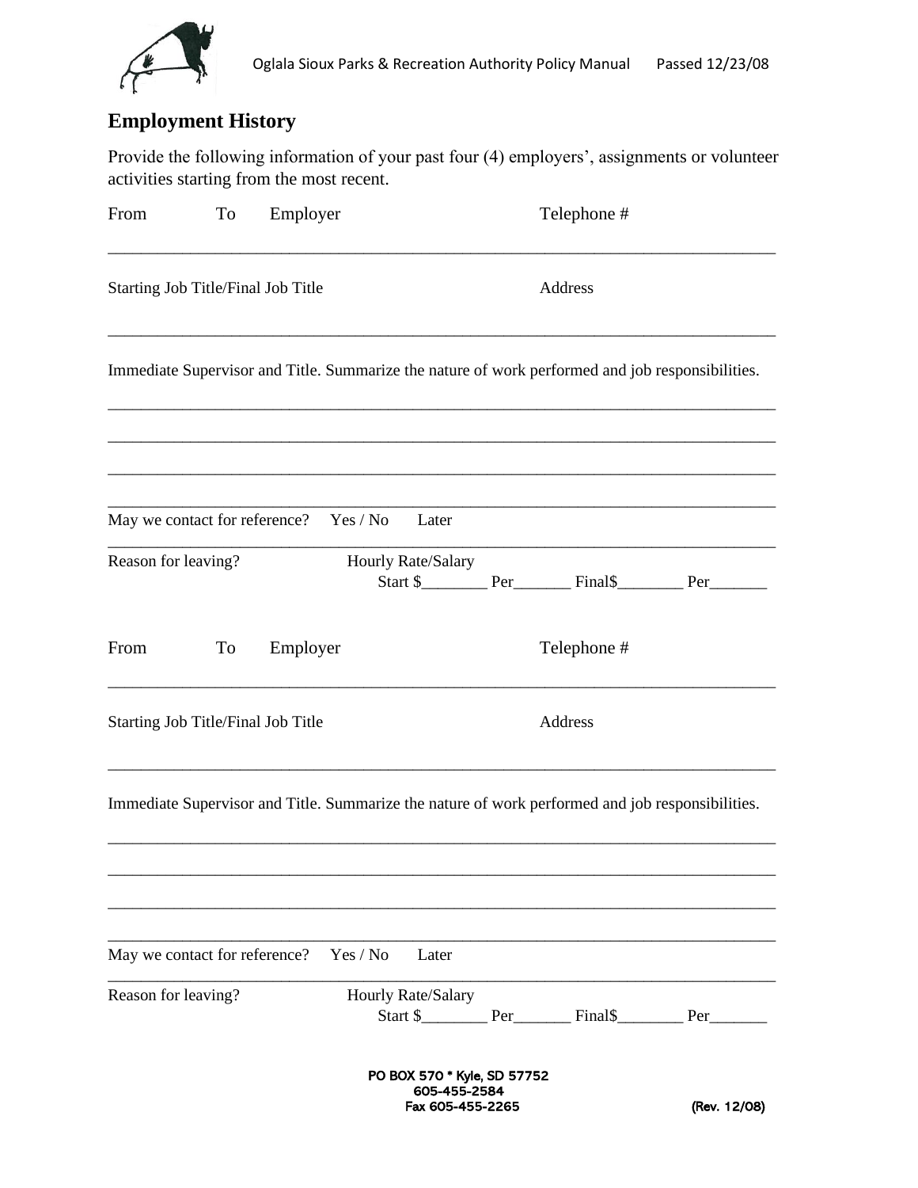## Employment History

Provide the following information of your past four (4) employers', assignments or volunteer activities starting from the most recent.

From    To    Employer    Telephone #

______________________________________________________________________________

Starting Job Title/Final Job Title    Address

______________________________________________________________________________

Immediate Supervisor and Title. Summarize the nature of work performed and job responsibilities.

______________________________________________________________________________

______________________________________________________________________________

______________________________________________________________________________

______________________________________________________________________________

May we contact for reference?    Yes / No    Later

______________________________________________________________________________

Reason for leaving?    Hourly Rate/Salary
Start $________ Per_______ Final$________ Per_______

From    To    Employer    Telephone #

______________________________________________________________________________

Starting Job Title/Final Job Title    Address

______________________________________________________________________________

Immediate Supervisor and Title. Summarize the nature of work performed and job responsibilities.

______________________________________________________________________________

______________________________________________________________________________

______________________________________________________________________________

______________________________________________________________________________

May we contact for reference?    Yes / No    Later

______________________________________________________________________________

Reason for leaving?    Hourly Rate/Salary
Start $________ Per_______ Final$________ Per_______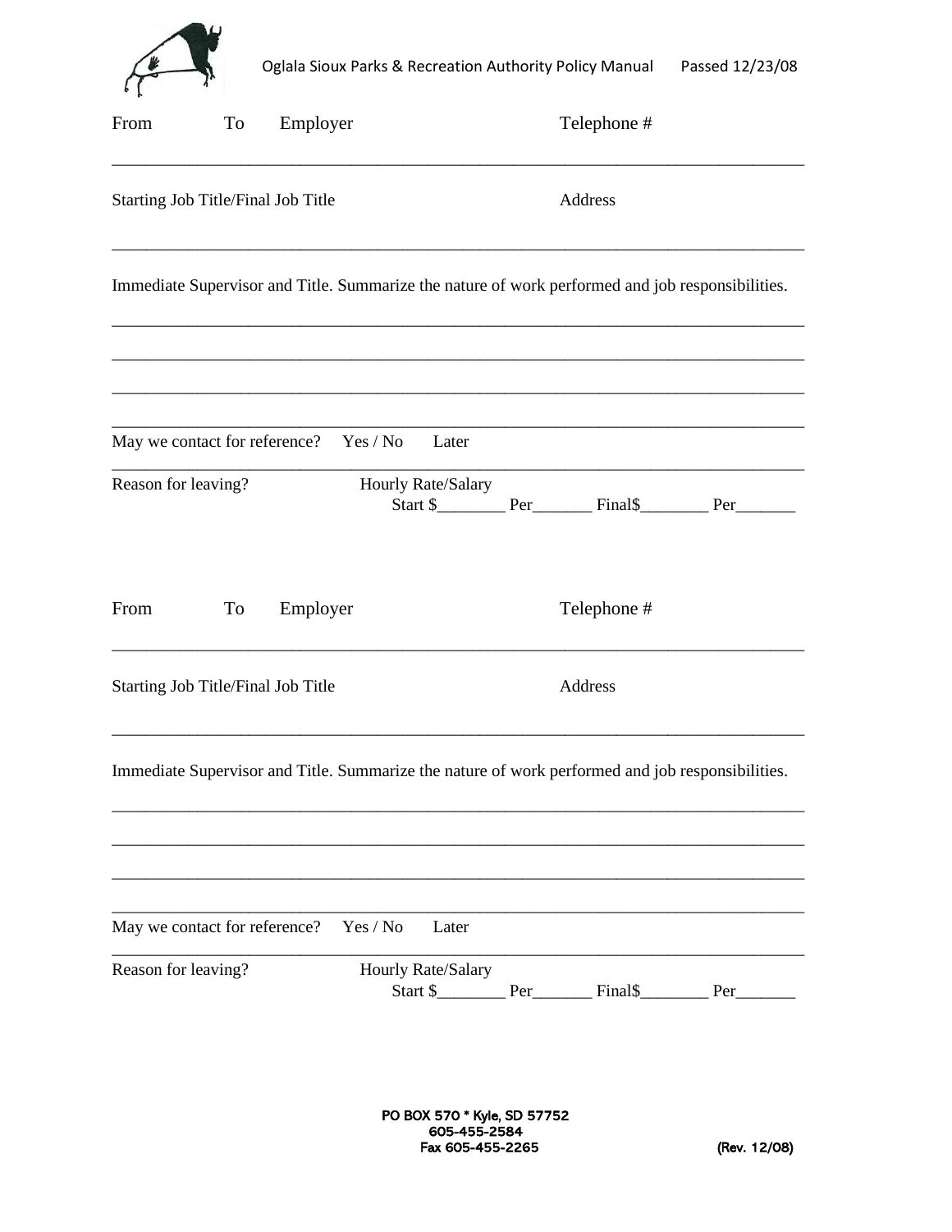From To Employer Telephone #

_______________________________________________________________________________

Starting Job Title/Final Job Title Address

_______________________________________________________________________________

Immediate Supervisor and Title. Summarize the nature of work performed and job responsibilities.

_______________________________________________________________________________

_______________________________________________________________________________

_______________________________________________________________________________

_______________________________________________________________________________

May we contact for reference? Yes / No Later

_______________________________________________________________________________

Reason for leaving? Hourly Rate/Salary
Start $________ Per_______ Final$________ Per_______

From To Employer Telephone #

_______________________________________________________________________________

Starting Job Title/Final Job Title Address

_______________________________________________________________________________

Immediate Supervisor and Title. Summarize the nature of work performed and job responsibilities.

_______________________________________________________________________________

_______________________________________________________________________________

_______________________________________________________________________________

_______________________________________________________________________________

May we contact for reference? Yes / No Later

_______________________________________________________________________________

Reason for leaving? Hourly Rate/Salary
Start $________ Per_______ Final$________ Per_______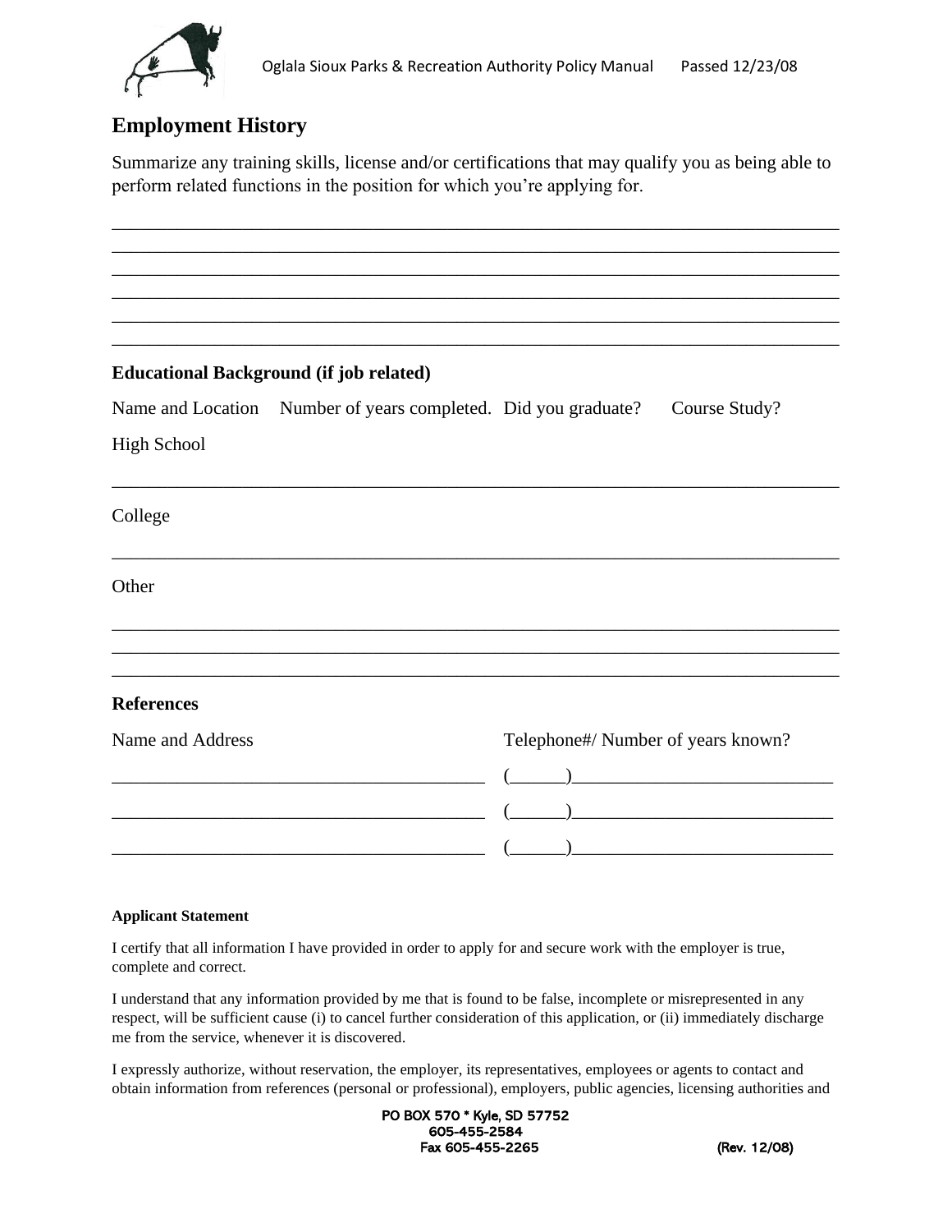## Employment History

Summarize any training skills, license and/or certifications that may qualify you as being able to perform related functions in the position for which you're applying for.

___________________________________________________________________________
___________________________________________________________________________
___________________________________________________________________________
___________________________________________________________________________
___________________________________________________________________________
___________________________________________________________________________

### Educational Background (if job related)

Name and Location    Number of years completed.    Did you graduate?    Course Study?

High School

___________________________________________________________________________

College

___________________________________________________________________________

Other

___________________________________________________________________________
___________________________________________________________________________
___________________________________________________________________________

### References

| Name and Address | Telephone#/ Number of years known? |
| --- | --- |
| ________________________________________ | (______)____________________________ |
| ________________________________________ | (______)____________________________ |
| ________________________________________ | (______)____________________________ |

**Applicant Statement**

I certify that all information I have provided in order to apply for and secure work with the employer is true, complete and correct.

I understand that any information provided by me that is found to be false, incomplete or misrepresented in any respect, will be sufficient cause (i) to cancel further consideration of this application, or (ii) immediately discharge me from the service, whenever it is discovered.

I expressly authorize, without reservation, the employer, its representatives, employees or agents to contact and obtain information from references (personal or professional), employers, public agencies, licensing authorities and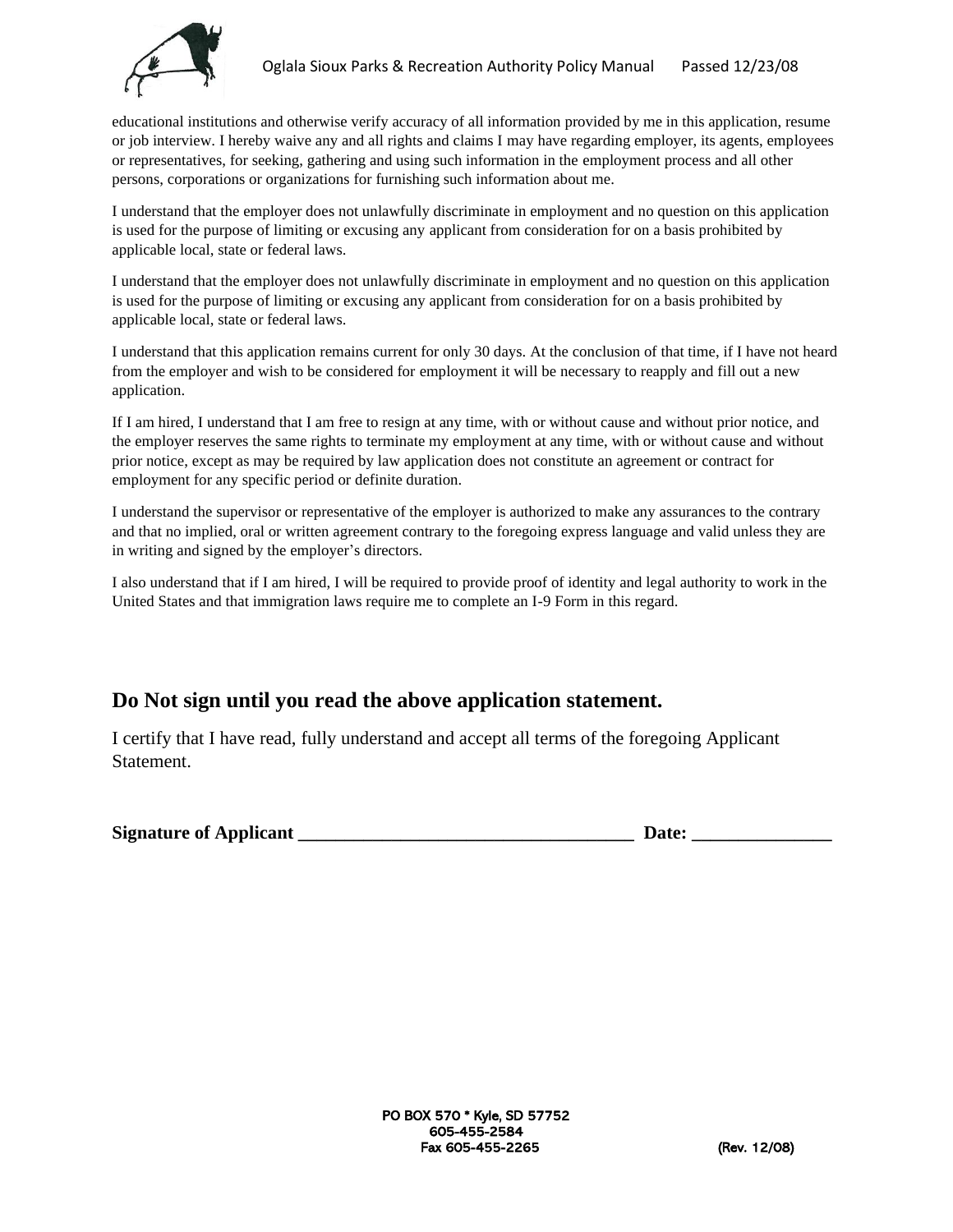educational institutions and otherwise verify accuracy of all information provided by me in this application, resume or job interview. I hereby waive any and all rights and claims I may have regarding employer, its agents, employees or representatives, for seeking, gathering and using such information in the employment process and all other persons, corporations or organizations for furnishing such information about me.

I understand that the employer does not unlawfully discriminate in employment and no question on this application is used for the purpose of limiting or excusing any applicant from consideration for on a basis prohibited by applicable local, state or federal laws.

I understand that the employer does not unlawfully discriminate in employment and no question on this application is used for the purpose of limiting or excusing any applicant from consideration for on a basis prohibited by applicable local, state or federal laws.

I understand that this application remains current for only 30 days. At the conclusion of that time, if I have not heard from the employer and wish to be considered for employment it will be necessary to reapply and fill out a new application.

If I am hired, I understand that I am free to resign at any time, with or without cause and without prior notice, and the employer reserves the same rights to terminate my employment at any time, with or without cause and without prior notice, except as may be required by law application does not constitute an agreement or contract for employment for any specific period or definite duration.

I understand the supervisor or representative of the employer is authorized to make any assurances to the contrary and that no implied, oral or written agreement contrary to the foregoing express language and valid unless they are in writing and signed by the employer's directors.

I also understand that if I am hired, I will be required to provide proof of identity and legal authority to work in the United States and that immigration laws require me to complete an I-9 Form in this regard.

## Do Not sign until you read the above application statement.

I certify that I have read, fully understand and accept all terms of the foregoing Applicant Statement.

**Signature of Applicant \_\_\_\_\_\_\_\_\_\_\_\_\_\_\_\_\_\_\_\_\_\_\_\_\_\_\_\_\_\_\_\_\_\_\_\_\_ Date: \_\_\_\_\_\_\_\_\_\_\_\_\_\_\_**

PO BOX 570 * Kyle, SD 57752
605-455-2584
Fax 605-455-2265

(Rev. 12/08)